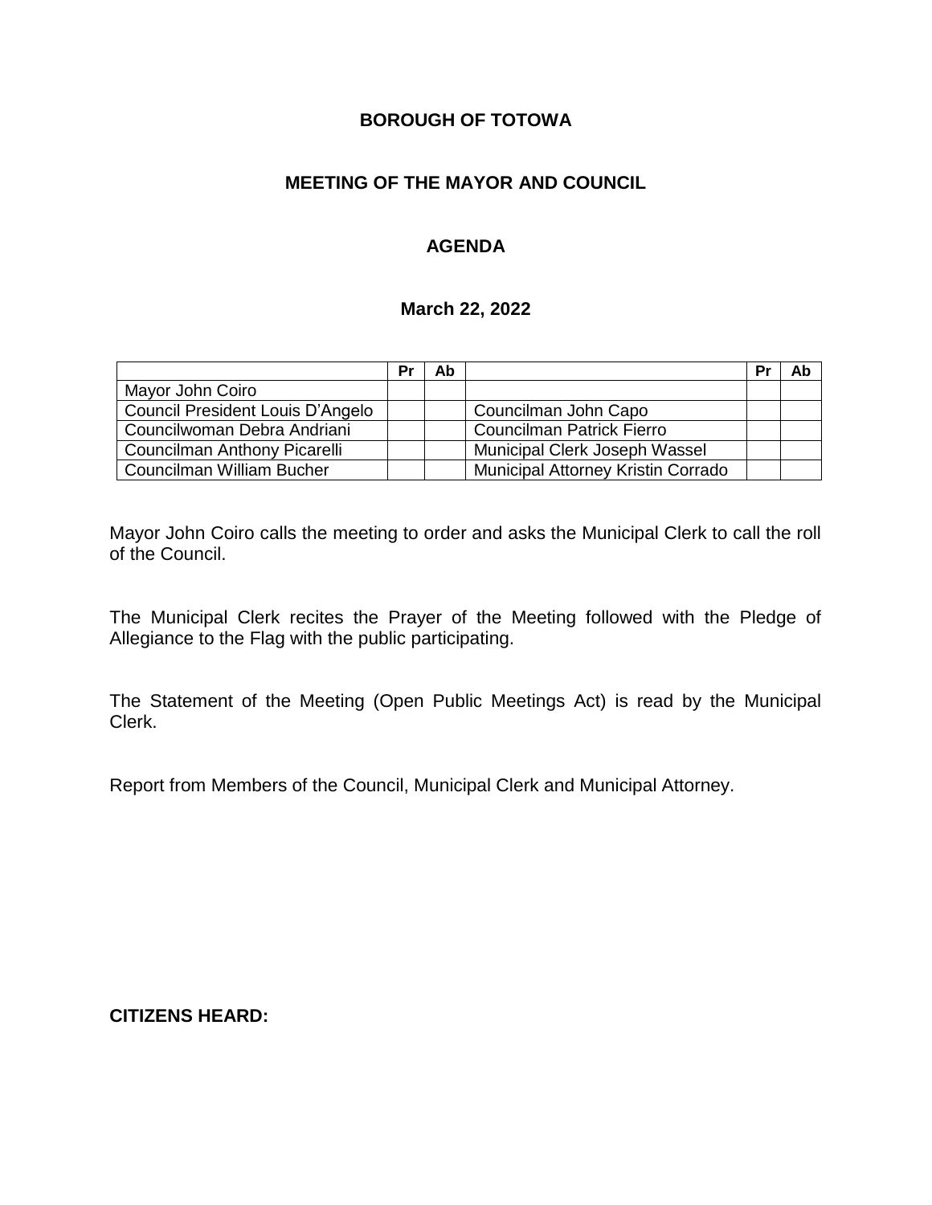# BOROUGH OF TOTOWA

## MEETING OF THE MAYOR AND COUNCIL

## AGENDA

### March 22, 2022

| | Pr | Ab | | Pr | Ab |
|---|---|---|---|---|---|
| Mayor John Coiro | | | | | |
| Council President Louis D'Angelo | | | Councilman John Capo | | |
| Councilwoman Debra Andriani | | | Councilman Patrick Fierro | | |
| Councilman Anthony Picarelli | | | Municipal Clerk Joseph Wassel | | |
| Councilman William Bucher | | | Municipal Attorney Kristin Corrado | | |

Mayor John Coiro calls the meeting to order and asks the Municipal Clerk to call the roll of the Council.

The Municipal Clerk recites the Prayer of the Meeting followed with the Pledge of Allegiance to the Flag with the public participating.

The Statement of the Meeting (Open Public Meetings Act) is read by the Municipal Clerk.

Report from Members of the Council, Municipal Clerk and Municipal Attorney.

**CITIZENS HEARD:**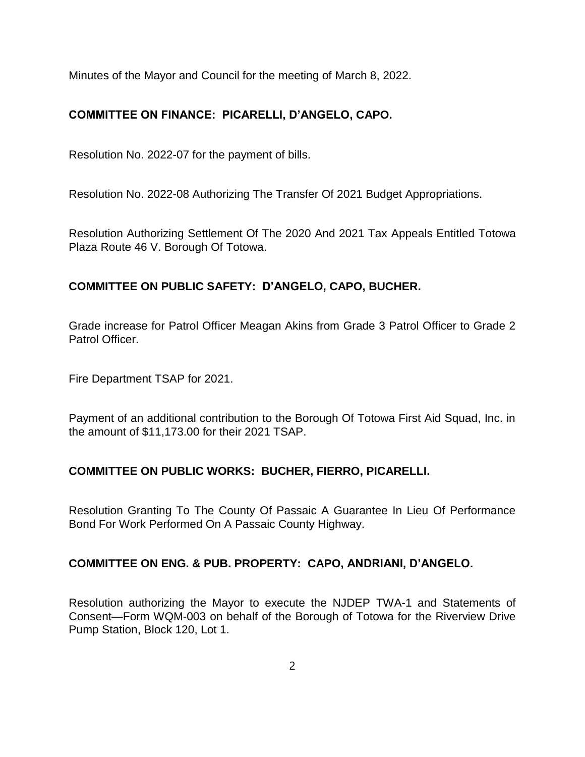Minutes of the Mayor and Council for the meeting of March 8, 2022.

**COMMITTEE ON FINANCE: PICARELLI, D'ANGELO, CAPO.**

Resolution No. 2022-07 for the payment of bills.

Resolution No. 2022-08 Authorizing The Transfer Of 2021 Budget Appropriations.

Resolution Authorizing Settlement Of The 2020 And 2021 Tax Appeals Entitled Totowa Plaza Route 46 V. Borough Of Totowa.

**COMMITTEE ON PUBLIC SAFETY: D'ANGELO, CAPO, BUCHER.**

Grade increase for Patrol Officer Meagan Akins from Grade 3 Patrol Officer to Grade 2 Patrol Officer.

Fire Department TSAP for 2021.

Payment of an additional contribution to the Borough Of Totowa First Aid Squad, Inc. in the amount of $11,173.00 for their 2021 TSAP.

**COMMITTEE ON PUBLIC WORKS: BUCHER, FIERRO, PICARELLI.**

Resolution Granting To The County Of Passaic A Guarantee In Lieu Of Performance Bond For Work Performed On A Passaic County Highway.

**COMMITTEE ON ENG. & PUB. PROPERTY: CAPO, ANDRIANI, D'ANGELO.**

Resolution authorizing the Mayor to execute the NJDEP TWA-1 and Statements of Consent—Form WQM-003 on behalf of the Borough of Totowa for the Riverview Drive Pump Station, Block 120, Lot 1.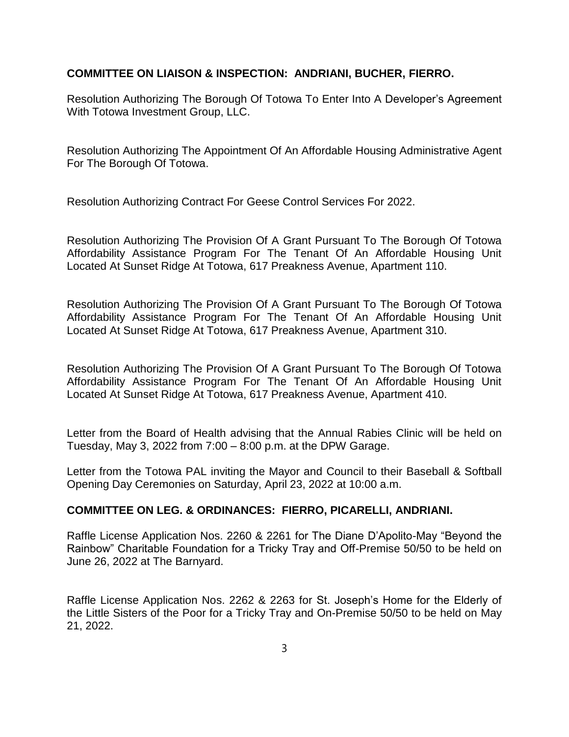**COMMITTEE ON LIAISON & INSPECTION: ANDRIANI, BUCHER, FIERRO.**

Resolution Authorizing The Borough Of Totowa To Enter Into A Developer's Agreement With Totowa Investment Group, LLC.

Resolution Authorizing The Appointment Of An Affordable Housing Administrative Agent For The Borough Of Totowa.

Resolution Authorizing Contract For Geese Control Services For 2022.

Resolution Authorizing The Provision Of A Grant Pursuant To The Borough Of Totowa Affordability Assistance Program For The Tenant Of An Affordable Housing Unit Located At Sunset Ridge At Totowa, 617 Preakness Avenue, Apartment 110.

Resolution Authorizing The Provision Of A Grant Pursuant To The Borough Of Totowa Affordability Assistance Program For The Tenant Of An Affordable Housing Unit Located At Sunset Ridge At Totowa, 617 Preakness Avenue, Apartment 310.

Resolution Authorizing The Provision Of A Grant Pursuant To The Borough Of Totowa Affordability Assistance Program For The Tenant Of An Affordable Housing Unit Located At Sunset Ridge At Totowa, 617 Preakness Avenue, Apartment 410.

Letter from the Board of Health advising that the Annual Rabies Clinic will be held on Tuesday, May 3, 2022 from 7:00 – 8:00 p.m. at the DPW Garage.

Letter from the Totowa PAL inviting the Mayor and Council to their Baseball & Softball Opening Day Ceremonies on Saturday, April 23, 2022 at 10:00 a.m.

**COMMITTEE ON LEG. & ORDINANCES: FIERRO, PICARELLI, ANDRIANI.**

Raffle License Application Nos. 2260 & 2261 for The Diane D'Apolito-May "Beyond the Rainbow" Charitable Foundation for a Tricky Tray and Off-Premise 50/50 to be held on June 26, 2022 at The Barnyard.

Raffle License Application Nos. 2262 & 2263 for St. Joseph's Home for the Elderly of the Little Sisters of the Poor for a Tricky Tray and On-Premise 50/50 to be held on May 21, 2022.